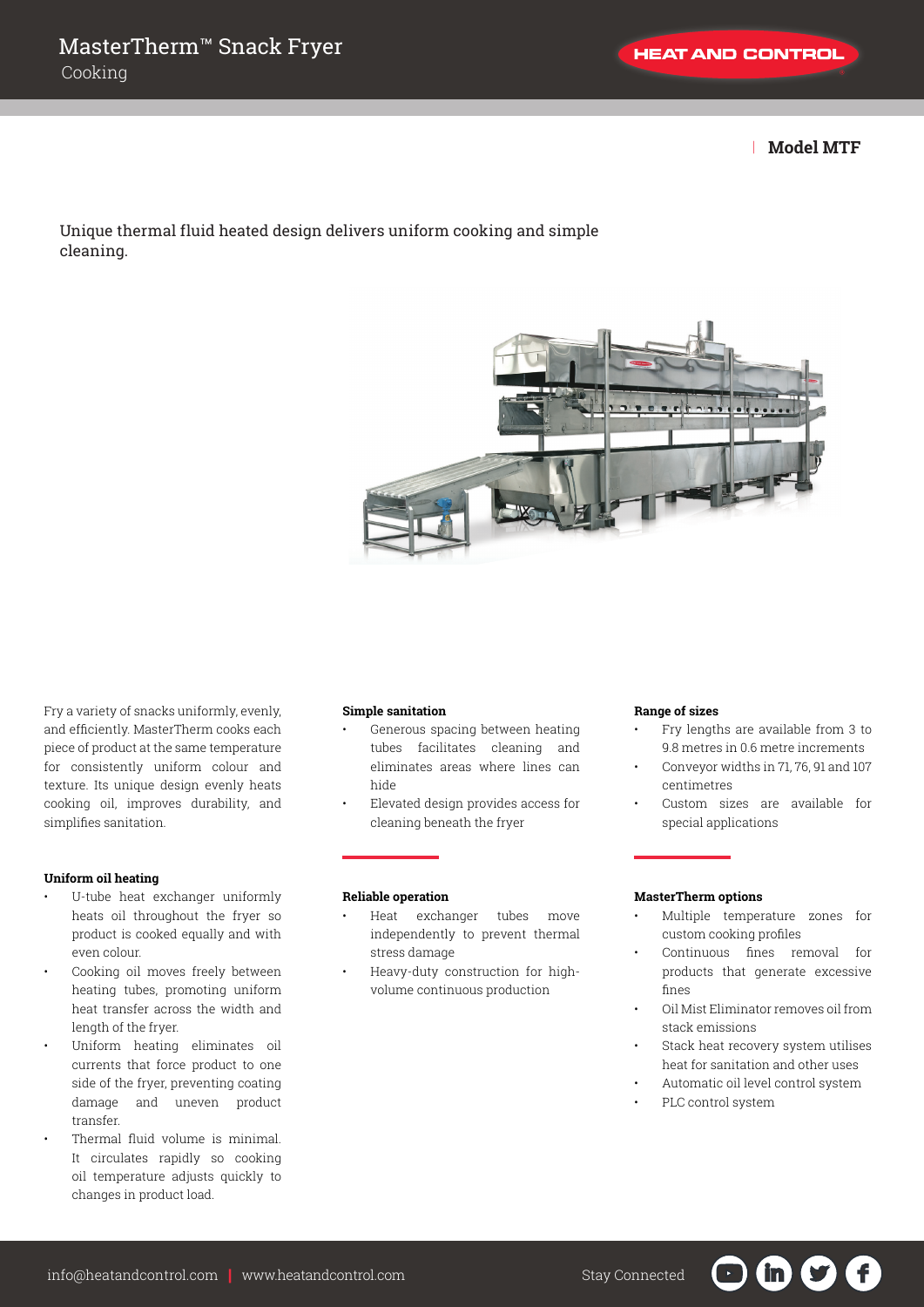# MasterTherm™ Snack Fryer

Cooking

HEAT AND CONTROL

**Model MTF**

Unique thermal fluid heated design delivers uniform cooking and simple cleaning.

Fry a variety of snacks uniformly, evenly, and efficiently. MasterTherm cooks each piece of product at the same temperature for consistently uniform colour and texture. Its unique design evenly heats cooking oil, improves durability, and simplifies sanitation.

**Uniform oil heating**

- U-tube heat exchanger uniformly heats oil throughout the fryer so product is cooked equally and with even colour.
- Cooking oil moves freely between heating tubes, promoting uniform heat transfer across the width and length of the fryer.
- Uniform heating eliminates oil currents that force product to one side of the fryer, preventing coating damage and uneven product transfer.
- Thermal fluid volume is minimal. It circulates rapidly so cooking oil temperature adjusts quickly to changes in product load.

**Simple sanitation**

- Generous spacing between heating tubes facilitates cleaning and eliminates areas where lines can hide
- Elevated design provides access for cleaning beneath the fryer

**Reliable operation**

- Heat exchanger tubes move independently to prevent thermal stress damage
- Heavy-duty construction for high-volume continuous production

**Range of sizes**

- Fry lengths are available from 3 to 9.8 metres in 0.6 metre increments
- Conveyor widths in 71, 76, 91 and 107 centimetres
- Custom sizes are available for special applications

**MasterTherm options**

- Multiple temperature zones for custom cooking profiles
- Continuous fines removal for products that generate excessive fines
- Oil Mist Eliminator removes oil from stack emissions
- Stack heat recovery system utilises heat for sanitation and other uses
- Automatic oil level control system
- PLC control system

info@heatandcontrol.com | www.heatandcontrol.com

Stay Connected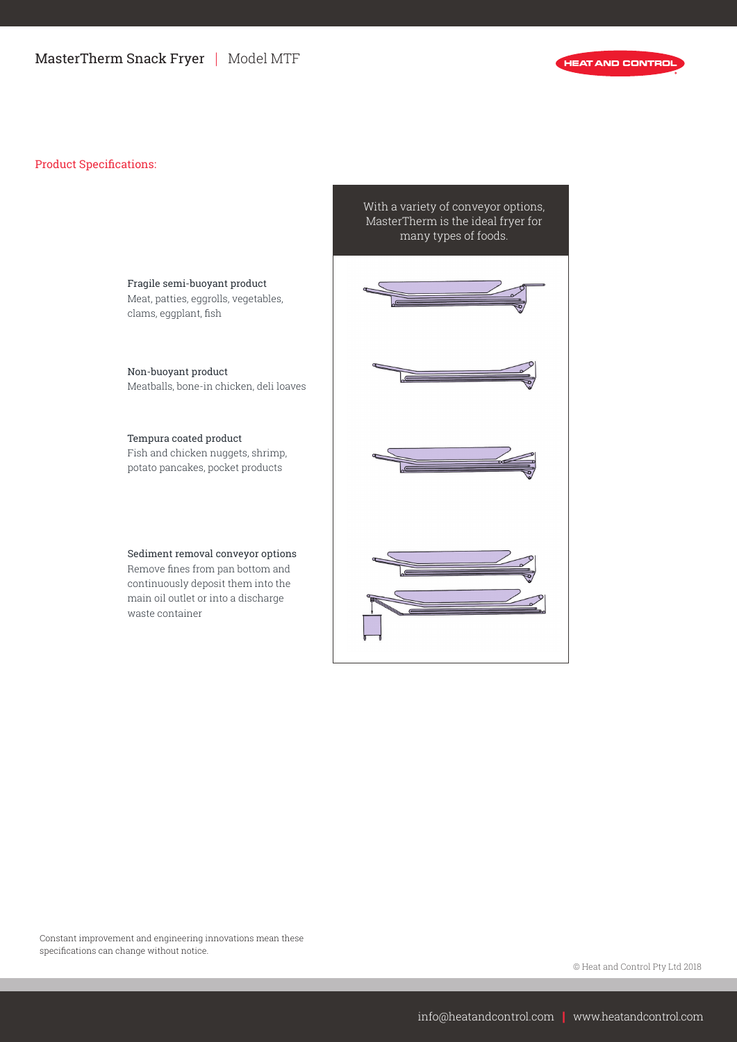## Product Specifications:

With a variety of conveyor options, MasterTherm is the ideal fryer for many types of foods.

**Fragile semi-buoyant product**
Meat, patties, eggrolls, vegetables, clams, eggplant, fish

**Non-buoyant product**
Meatballs, bone-in chicken, deli loaves

**Tempura coated product**
Fish and chicken nuggets, shrimp, potato pancakes, pocket products

**Sediment removal conveyor options**
Remove fines from pan bottom and continuously deposit them into the main oil outlet or into a discharge waste container

Constant improvement and engineering innovations mean these specifications can change without notice.

© Heat and Control Pty Ltd 2018

info@heatandcontrol.com | www.heatandcontrol.com